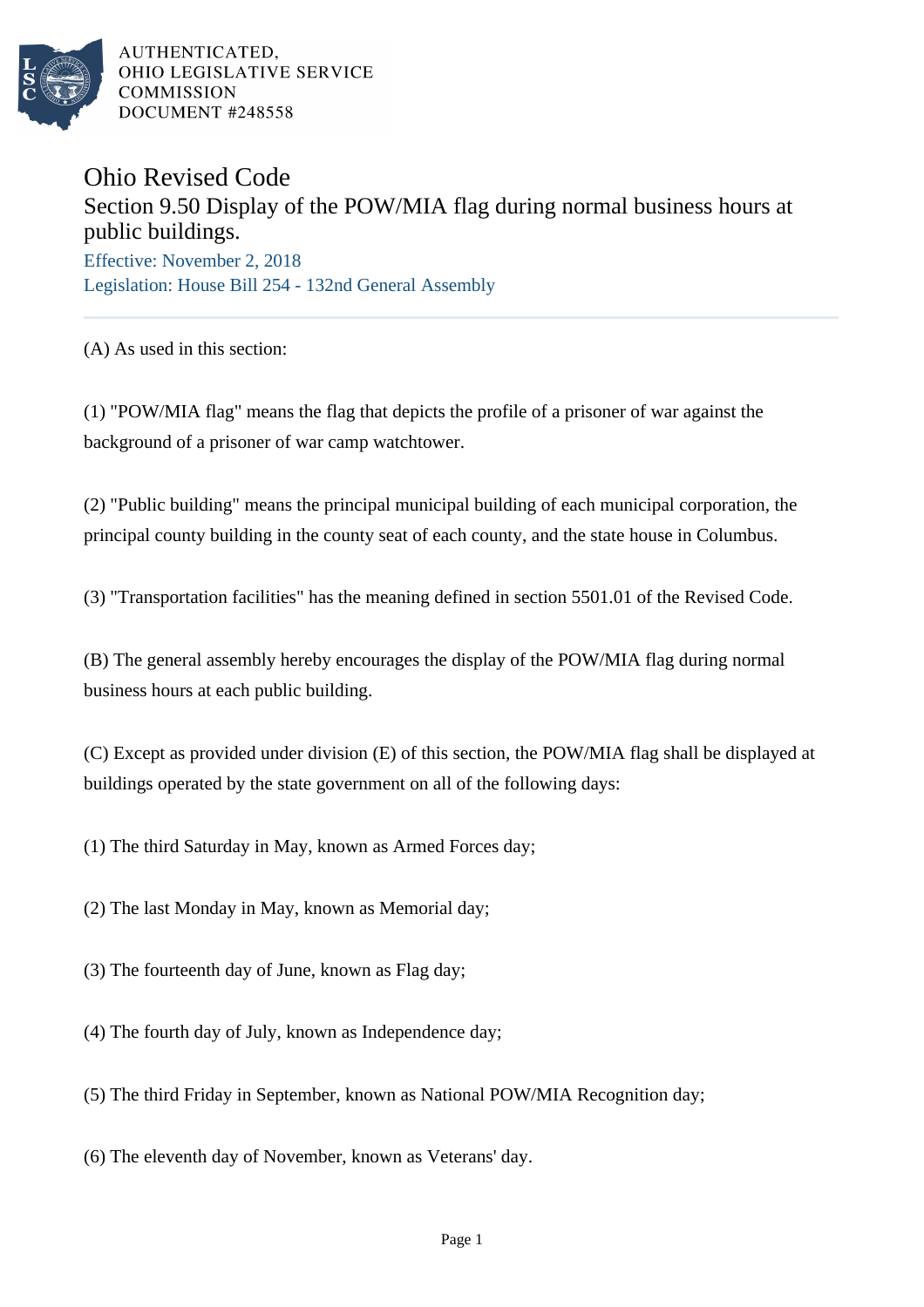AUTHENTICATED,
OHIO LEGISLATIVE SERVICE
COMMISSION
DOCUMENT #248558

# Ohio Revised Code

## Section 9.50 Display of the POW/MIA flag during normal business hours at public buildings.

Effective: November 2, 2018

Legislation: House Bill 254 - 132nd General Assembly

(A) As used in this section:

(1) "POW/MIA flag" means the flag that depicts the profile of a prisoner of war against the background of a prisoner of war camp watchtower.

(2) "Public building" means the principal municipal building of each municipal corporation, the principal county building in the county seat of each county, and the state house in Columbus.

(3) "Transportation facilities" has the meaning defined in section 5501.01 of the Revised Code.

(B) The general assembly hereby encourages the display of the POW/MIA flag during normal business hours at each public building.

(C) Except as provided under division (E) of this section, the POW/MIA flag shall be displayed at buildings operated by the state government on all of the following days:

(1) The third Saturday in May, known as Armed Forces day;

(2) The last Monday in May, known as Memorial day;

(3) The fourteenth day of June, known as Flag day;

(4) The fourth day of July, known as Independence day;

(5) The third Friday in September, known as National POW/MIA Recognition day;

(6) The eleventh day of November, known as Veterans' day.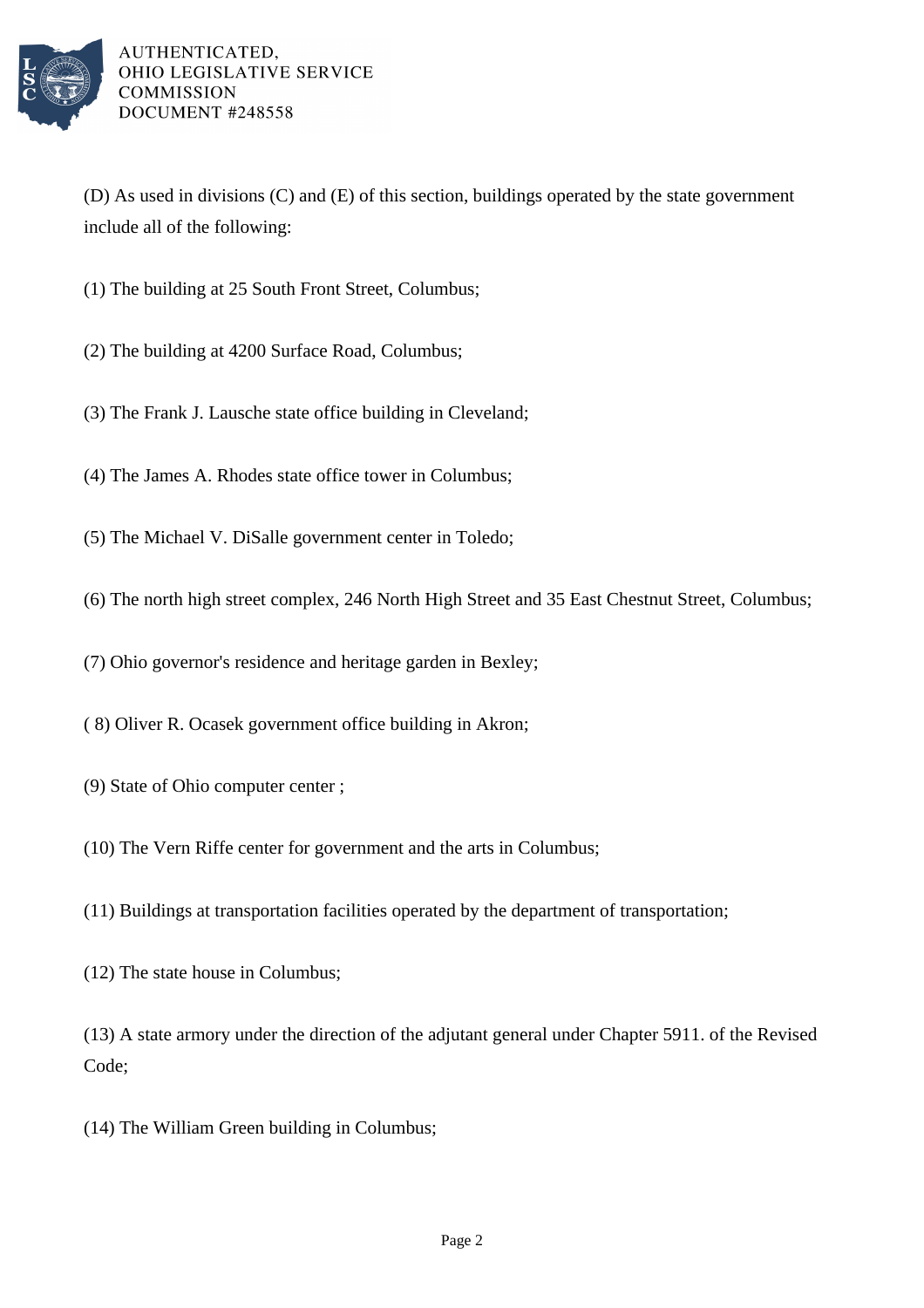(D) As used in divisions (C) and (E) of this section, buildings operated by the state government include all of the following:

(1) The building at 25 South Front Street, Columbus;

(2) The building at 4200 Surface Road, Columbus;

(3) The Frank J. Lausche state office building in Cleveland;

(4) The James A. Rhodes state office tower in Columbus;

(5) The Michael V. DiSalle government center in Toledo;

(6) The north high street complex, 246 North High Street and 35 East Chestnut Street, Columbus;

(7) Ohio governor's residence and heritage garden in Bexley;

( 8) Oliver R. Ocasek government office building in Akron;

(9) State of Ohio computer center ;

(10) The Vern Riffe center for government and the arts in Columbus;

(11) Buildings at transportation facilities operated by the department of transportation;

(12) The state house in Columbus;

(13) A state armory under the direction of the adjutant general under Chapter 5911. of the Revised Code;

(14) The William Green building in Columbus;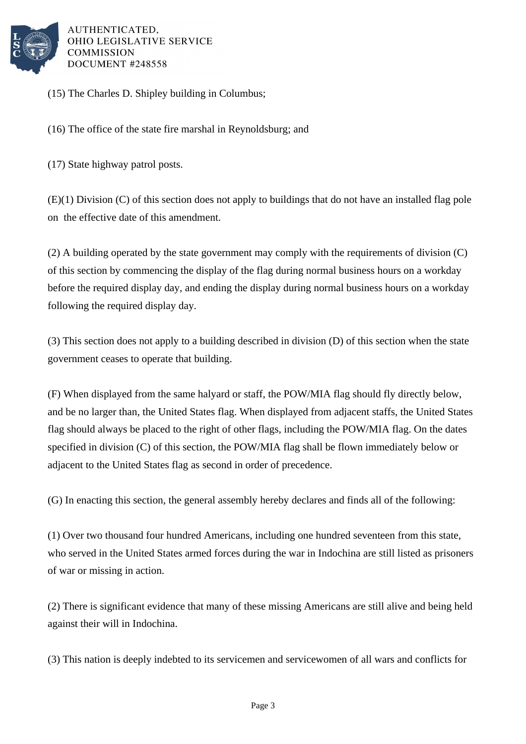(15) The Charles D. Shipley building in Columbus;

(16) The office of the state fire marshal in Reynoldsburg; and

(17) State highway patrol posts.

(E)(1) Division (C) of this section does not apply to buildings that do not have an installed flag pole on the effective date of this amendment.

(2) A building operated by the state government may comply with the requirements of division (C) of this section by commencing the display of the flag during normal business hours on a workday before the required display day, and ending the display during normal business hours on a workday following the required display day.

(3) This section does not apply to a building described in division (D) of this section when the state government ceases to operate that building.

(F) When displayed from the same halyard or staff, the POW/MIA flag should fly directly below, and be no larger than, the United States flag. When displayed from adjacent staffs, the United States flag should always be placed to the right of other flags, including the POW/MIA flag. On the dates specified in division (C) of this section, the POW/MIA flag shall be flown immediately below or adjacent to the United States flag as second in order of precedence.

(G) In enacting this section, the general assembly hereby declares and finds all of the following:

(1) Over two thousand four hundred Americans, including one hundred seventeen from this state, who served in the United States armed forces during the war in Indochina are still listed as prisoners of war or missing in action.

(2) There is significant evidence that many of these missing Americans are still alive and being held against their will in Indochina.

(3) This nation is deeply indebted to its servicemen and servicewomen of all wars and conflicts for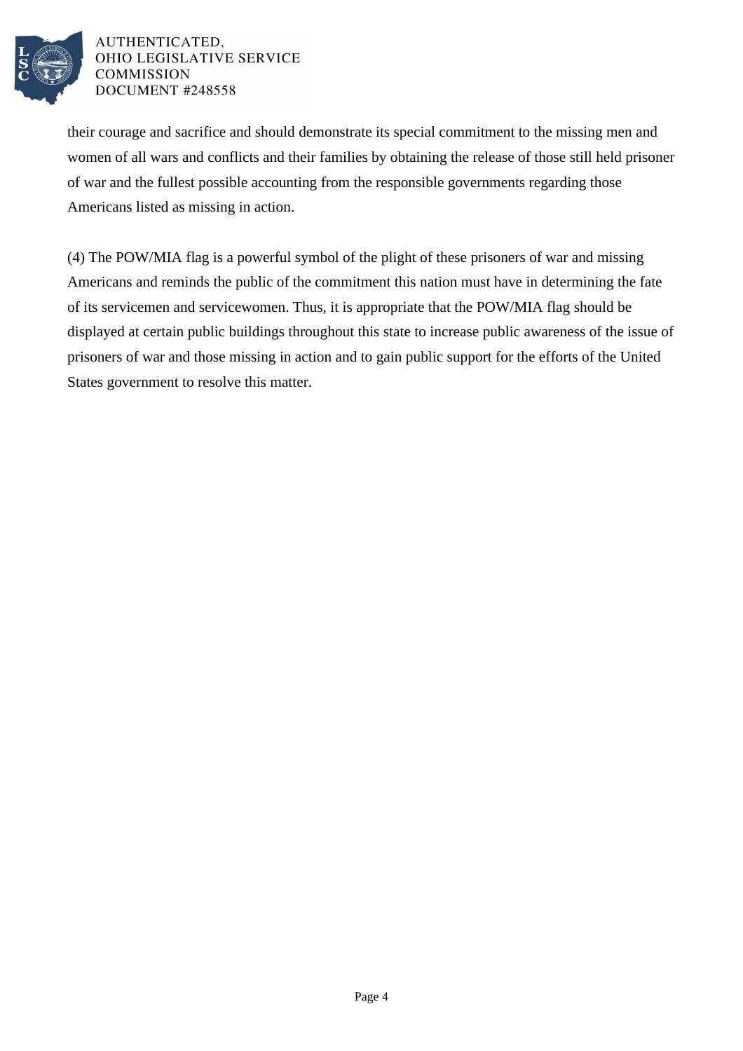their courage and sacrifice and should demonstrate its special commitment to the missing men and women of all wars and conflicts and their families by obtaining the release of those still held prisoner of war and the fullest possible accounting from the responsible governments regarding those Americans listed as missing in action.

(4) The POW/MIA flag is a powerful symbol of the plight of these prisoners of war and missing Americans and reminds the public of the commitment this nation must have in determining the fate of its servicemen and servicewomen. Thus, it is appropriate that the POW/MIA flag should be displayed at certain public buildings throughout this state to increase public awareness of the issue of prisoners of war and those missing in action and to gain public support for the efforts of the United States government to resolve this matter.